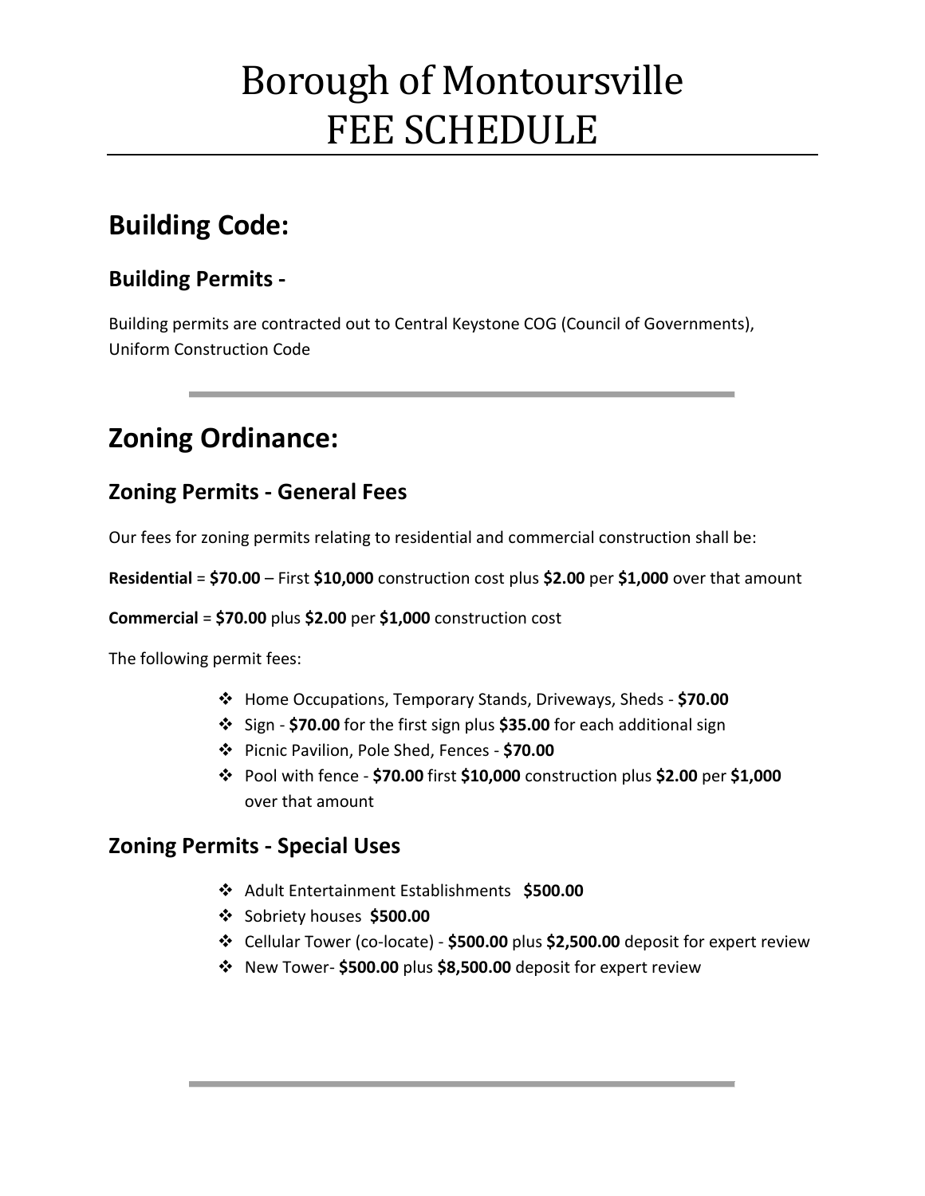# Borough of Montoursville
# FEE SCHEDULE

## Building Code:

### Building Permits -

Building permits are contracted out to Central Keystone COG (Council of Governments), Uniform Construction Code

---

## Zoning Ordinance:

### Zoning Permits - General Fees

Our fees for zoning permits relating to residential and commercial construction shall be:

**Residential** = **$70.00** – First **$10,000** construction cost plus **$2.00** per **$1,000** over that amount

**Commercial** = **$70.00** plus **$2.00** per **$1,000** construction cost

The following permit fees:

- Home Occupations, Temporary Stands, Driveways, Sheds - **$70.00**
- Sign - **$70.00** for the first sign plus **$35.00** for each additional sign
- Picnic Pavilion, Pole Shed, Fences - **$70.00**
- Pool with fence - **$70.00** first **$10,000** construction plus **$2.00** per **$1,000** over that amount

### Zoning Permits - Special Uses

- Adult Entertainment Establishments **$500.00**
- Sobriety houses **$500.00**
- Cellular Tower (co-locate) - **$500.00** plus **$2,500.00** deposit for expert review
- New Tower- **$500.00** plus **$8,500.00** deposit for expert review

---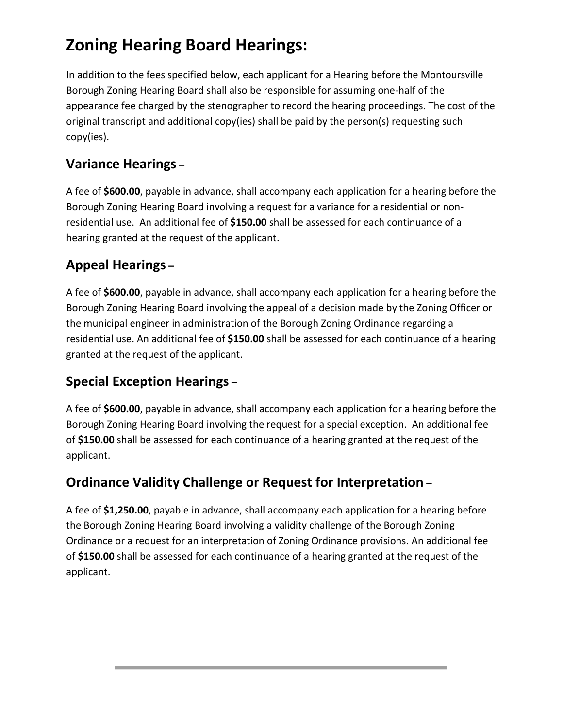# Zoning Hearing Board Hearings:

In addition to the fees specified below, each applicant for a Hearing before the Montoursville Borough Zoning Hearing Board shall also be responsible for assuming one-half of the appearance fee charged by the stenographer to record the hearing proceedings. The cost of the original transcript and additional copy(ies) shall be paid by the person(s) requesting such copy(ies).

## Variance Hearings –

A fee of **$600.00**, payable in advance, shall accompany each application for a hearing before the Borough Zoning Hearing Board involving a request for a variance for a residential or non-residential use. An additional fee of **$150.00** shall be assessed for each continuance of a hearing granted at the request of the applicant.

## Appeal Hearings –

A fee of **$600.00**, payable in advance, shall accompany each application for a hearing before the Borough Zoning Hearing Board involving the appeal of a decision made by the Zoning Officer or the municipal engineer in administration of the Borough Zoning Ordinance regarding a residential use. An additional fee of **$150.00** shall be assessed for each continuance of a hearing granted at the request of the applicant.

## Special Exception Hearings –

A fee of **$600.00**, payable in advance, shall accompany each application for a hearing before the Borough Zoning Hearing Board involving the request for a special exception. An additional fee of **$150.00** shall be assessed for each continuance of a hearing granted at the request of the applicant.

## Ordinance Validity Challenge or Request for Interpretation –

A fee of **$1,250.00**, payable in advance, shall accompany each application for a hearing before the Borough Zoning Hearing Board involving a validity challenge of the Borough Zoning Ordinance or a request for an interpretation of Zoning Ordinance provisions. An additional fee of **$150.00** shall be assessed for each continuance of a hearing granted at the request of the applicant.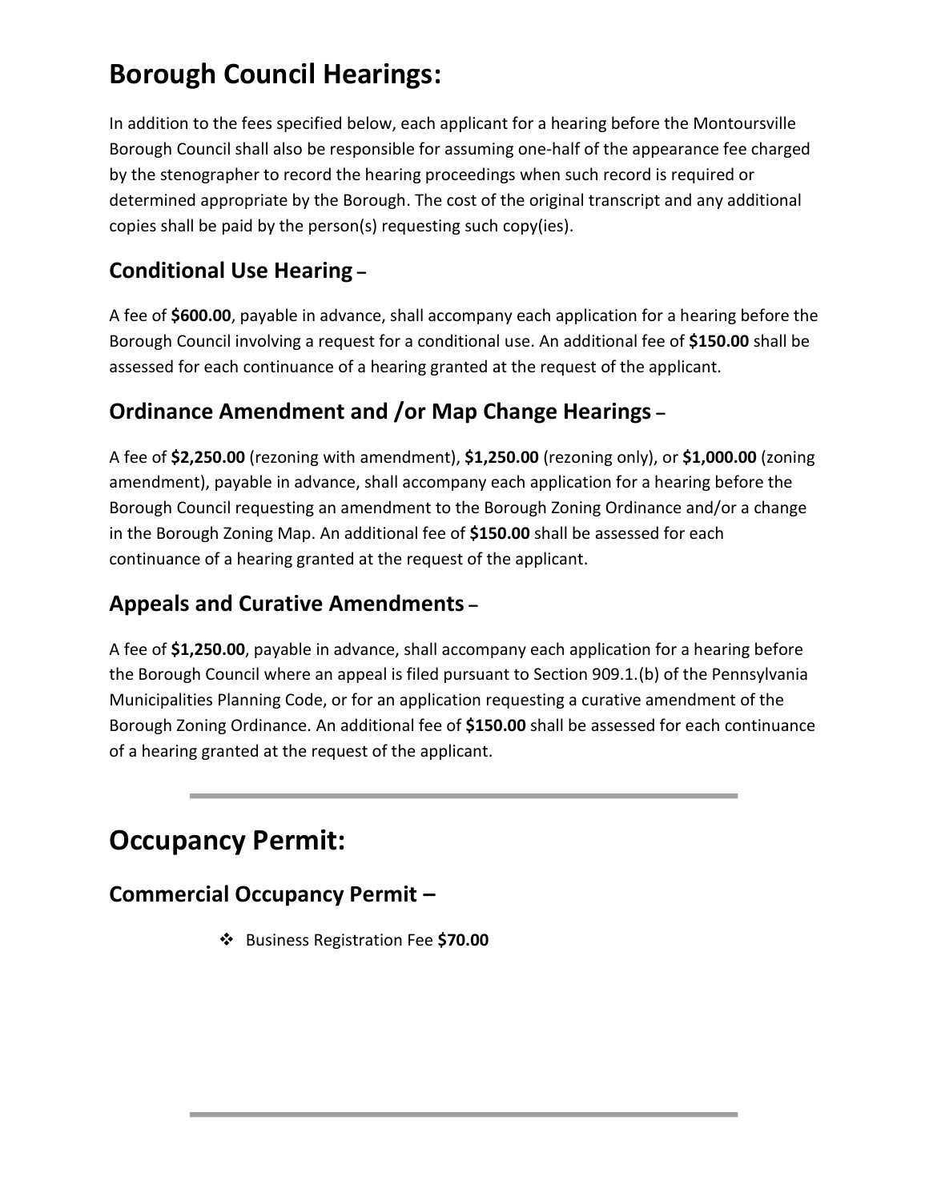# Borough Council Hearings:

In addition to the fees specified below, each applicant for a hearing before the Montoursville Borough Council shall also be responsible for assuming one-half of the appearance fee charged by the stenographer to record the hearing proceedings when such record is required or determined appropriate by the Borough. The cost of the original transcript and any additional copies shall be paid by the person(s) requesting such copy(ies).

## Conditional Use Hearing –

A fee of **$600.00**, payable in advance, shall accompany each application for a hearing before the Borough Council involving a request for a conditional use. An additional fee of **$150.00** shall be assessed for each continuance of a hearing granted at the request of the applicant.

## Ordinance Amendment and /or Map Change Hearings –

A fee of **$2,250.00** (rezoning with amendment), **$1,250.00** (rezoning only), or **$1,000.00** (zoning amendment), payable in advance, shall accompany each application for a hearing before the Borough Council requesting an amendment to the Borough Zoning Ordinance and/or a change in the Borough Zoning Map. An additional fee of **$150.00** shall be assessed for each continuance of a hearing granted at the request of the applicant.

## Appeals and Curative Amendments –

A fee of **$1,250.00**, payable in advance, shall accompany each application for a hearing before the Borough Council where an appeal is filed pursuant to Section 909.1.(b) of the Pennsylvania Municipalities Planning Code, or for an application requesting a curative amendment of the Borough Zoning Ordinance. An additional fee of **$150.00** shall be assessed for each continuance of a hearing granted at the request of the applicant.

---

# Occupancy Permit:

## Commercial Occupancy Permit –

- Business Registration Fee **$70.00**

---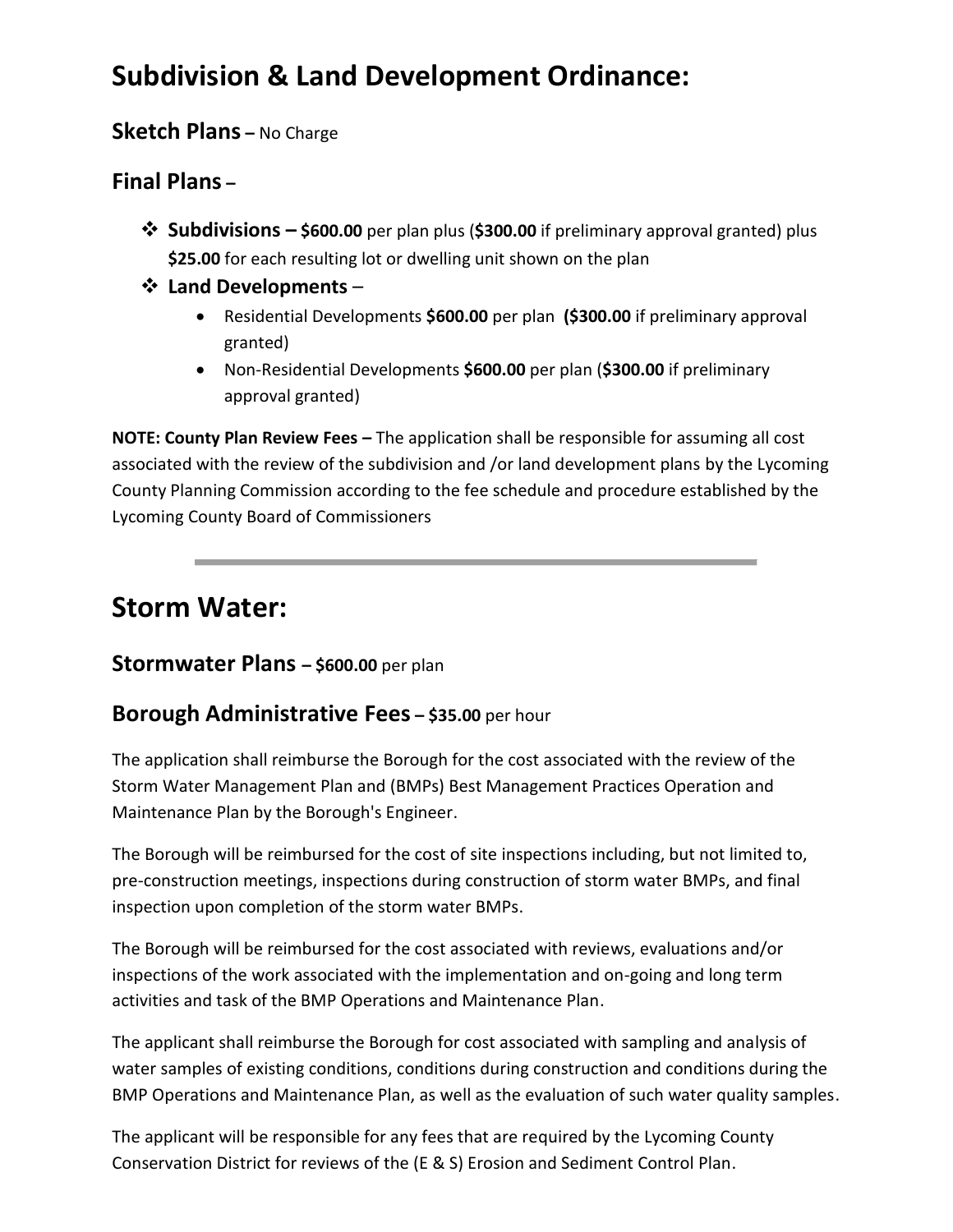# Subdivision & Land Development Ordinance:

## Sketch Plans – No Charge

## Final Plans –

- **Subdivisions – $600.00** per plan plus (**$300.00** if preliminary approval granted) plus **$25.00** for each resulting lot or dwelling unit shown on the plan
- **Land Developments** –
  - Residential Developments **$600.00** per plan **($300.00** if preliminary approval granted)
  - Non-Residential Developments **$600.00** per plan (**$300.00** if preliminary approval granted)

**NOTE: County Plan Review Fees –** The application shall be responsible for assuming all cost associated with the review of the subdivision and /or land development plans by the Lycoming County Planning Commission according to the fee schedule and procedure established by the Lycoming County Board of Commissioners

---

# Storm Water:

## Stormwater Plans – $600.00 per plan

## Borough Administrative Fees – $35.00 per hour

The application shall reimburse the Borough for the cost associated with the review of the Storm Water Management Plan and (BMPs) Best Management Practices Operation and Maintenance Plan by the Borough's Engineer.

The Borough will be reimbursed for the cost of site inspections including, but not limited to, pre-construction meetings, inspections during construction of storm water BMPs, and final inspection upon completion of the storm water BMPs.

The Borough will be reimbursed for the cost associated with reviews, evaluations and/or inspections of the work associated with the implementation and on-going and long term activities and task of the BMP Operations and Maintenance Plan.

The applicant shall reimburse the Borough for cost associated with sampling and analysis of water samples of existing conditions, conditions during construction and conditions during the BMP Operations and Maintenance Plan, as well as the evaluation of such water quality samples.

The applicant will be responsible for any fees that are required by the Lycoming County Conservation District for reviews of the (E & S) Erosion and Sediment Control Plan.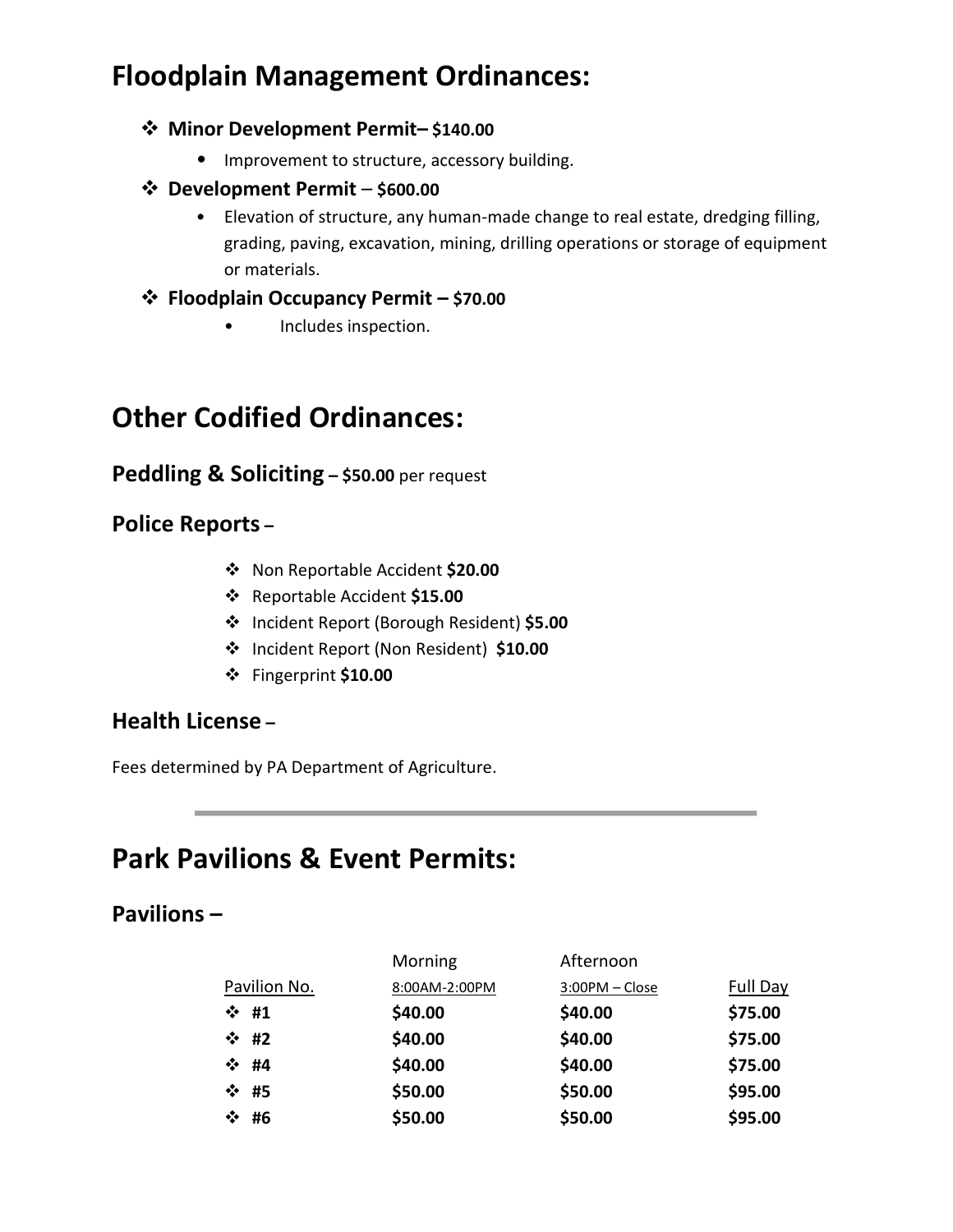# Floodplain Management Ordinances:

- **Minor Development Permit– $140.00**
  - Improvement to structure, accessory building.
- **Development Permit – $600.00**
  - Elevation of structure, any human-made change to real estate, dredging filling, grading, paving, excavation, mining, drilling operations or storage of equipment or materials.
- **Floodplain Occupancy Permit – $70.00**
  - Includes inspection.

# Other Codified Ordinances:

## Peddling & Soliciting – $50.00 per request

## Police Reports –

- Non Reportable Accident **$20.00**
- Reportable Accident **$15.00**
- Incident Report (Borough Resident) **$5.00**
- Incident Report (Non Resident) **$10.00**
- Fingerprint **$10.00**

## Health License –

Fees determined by PA Department of Agriculture.

---

# Park Pavilions & Event Permits:

## Pavilions –

| Pavilion No. | Morning 8:00AM-2:00PM | Afternoon 3:00PM – Close | Full Day |
|---|---|---|---|
| **#1** | **$40.00** | **$40.00** | **$75.00** |
| **#2** | **$40.00** | **$40.00** | **$75.00** |
| **#4** | **$40.00** | **$40.00** | **$75.00** |
| **#5** | **$50.00** | **$50.00** | **$95.00** |
| **#6** | **$50.00** | **$50.00** | **$95.00** |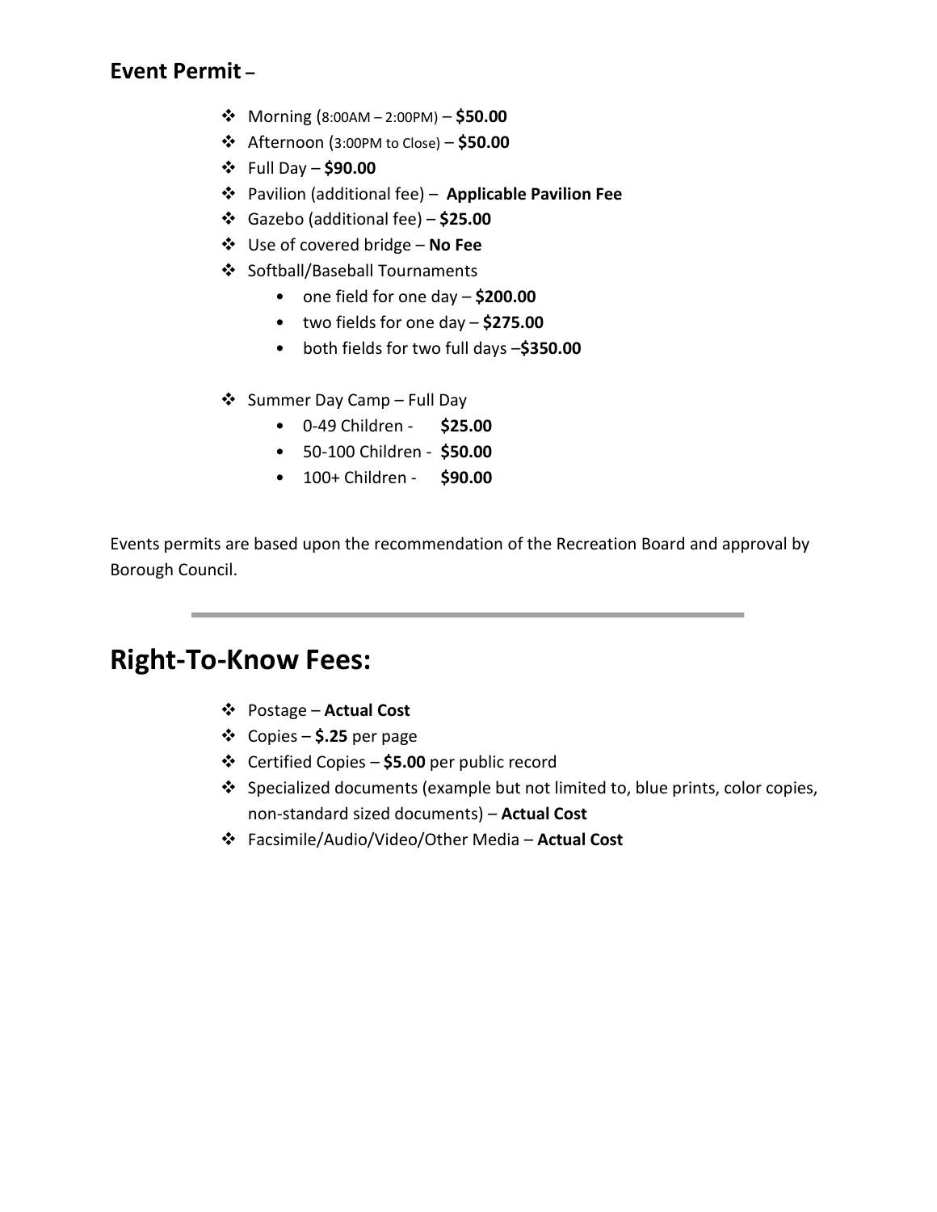## Event Permit –

- Morning (8:00AM – 2:00PM) – **$50.00**
- Afternoon (3:00PM to Close) – **$50.00**
- Full Day – **$90.00**
- Pavilion (additional fee) – **Applicable Pavilion Fee**
- Gazebo (additional fee) – **$25.00**
- Use of covered bridge – **No Fee**
- Softball/Baseball Tournaments
    - one field for one day – **$200.00**
    - two fields for one day – **$275.00**
    - both fields for two full days –**$350.00**
- Summer Day Camp – Full Day
    - 0-49 Children - **$25.00**
    - 50-100 Children - **$50.00**
    - 100+ Children - **$90.00**

Events permits are based upon the recommendation of the Recreation Board and approval by Borough Council.

---

# Right-To-Know Fees:

- Postage – **Actual Cost**
- Copies – **$.25** per page
- Certified Copies – **$5.00** per public record
- Specialized documents (example but not limited to, blue prints, color copies, non-standard sized documents) – **Actual Cost**
- Facsimile/Audio/Video/Other Media – **Actual Cost**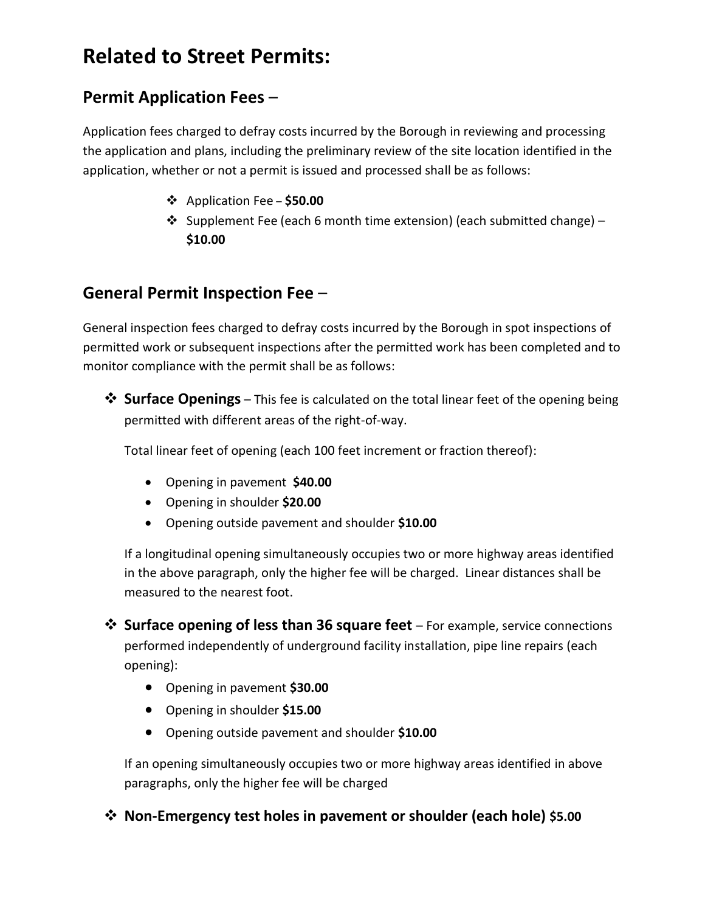# Related to Street Permits:

## Permit Application Fees –

Application fees charged to defray costs incurred by the Borough in reviewing and processing the application and plans, including the preliminary review of the site location identified in the application, whether or not a permit is issued and processed shall be as follows:

- Application Fee – **$50.00**
- Supplement Fee (each 6 month time extension) (each submitted change) – **$10.00**

## General Permit Inspection Fee –

General inspection fees charged to defray costs incurred by the Borough in spot inspections of permitted work or subsequent inspections after the permitted work has been completed and to monitor compliance with the permit shall be as follows:

- **Surface Openings** – This fee is calculated on the total linear feet of the opening being permitted with different areas of the right-of-way.

  Total linear feet of opening (each 100 feet increment or fraction thereof):

  - Opening in pavement **$40.00**
  - Opening in shoulder **$20.00**
  - Opening outside pavement and shoulder **$10.00**

  If a longitudinal opening simultaneously occupies two or more highway areas identified in the above paragraph, only the higher fee will be charged. Linear distances shall be measured to the nearest foot.

- **Surface opening of less than 36 square feet** – For example, service connections performed independently of underground facility installation, pipe line repairs (each opening):

  - Opening in pavement **$30.00**
  - Opening in shoulder **$15.00**
  - Opening outside pavement and shoulder **$10.00**

  If an opening simultaneously occupies two or more highway areas identified in above paragraphs, only the higher fee will be charged

- **Non-Emergency test holes in pavement or shoulder (each hole) $5.00**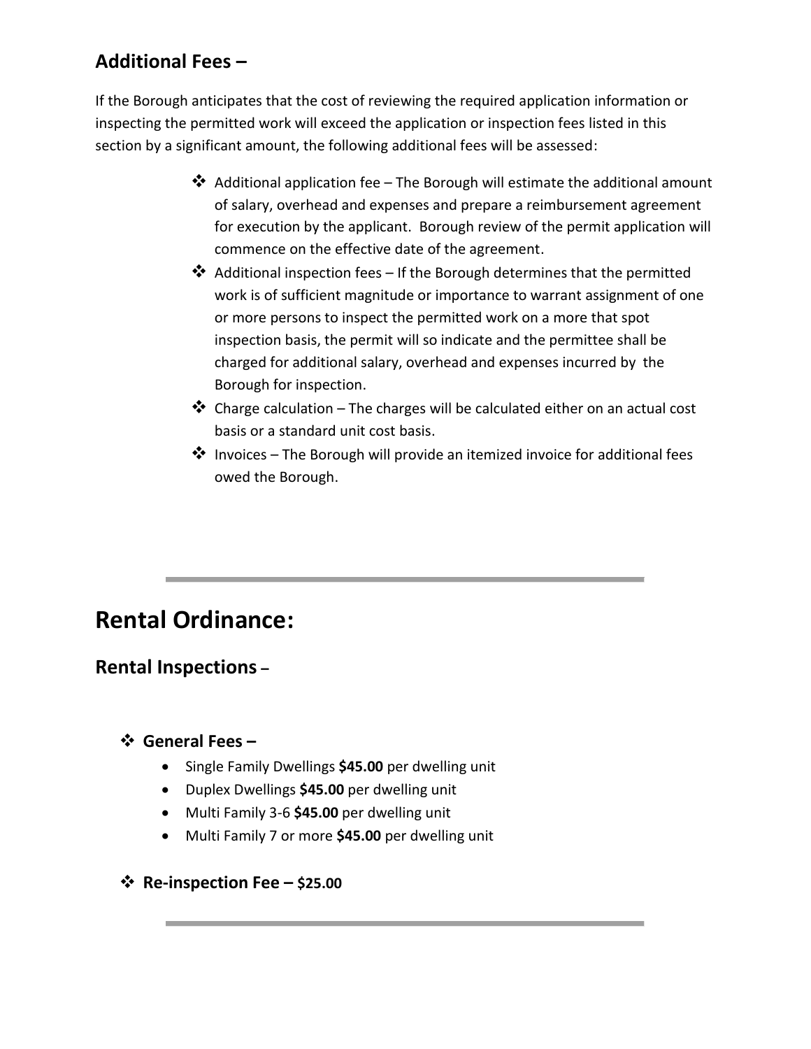## Additional Fees –

If the Borough anticipates that the cost of reviewing the required application information or inspecting the permitted work will exceed the application or inspection fees listed in this section by a significant amount, the following additional fees will be assessed:

- Additional application fee – The Borough will estimate the additional amount of salary, overhead and expenses and prepare a reimbursement agreement for execution by the applicant. Borough review of the permit application will commence on the effective date of the agreement.
- Additional inspection fees – If the Borough determines that the permitted work is of sufficient magnitude or importance to warrant assignment of one or more persons to inspect the permitted work on a more that spot inspection basis, the permit will so indicate and the permittee shall be charged for additional salary, overhead and expenses incurred by the Borough for inspection.
- Charge calculation – The charges will be calculated either on an actual cost basis or a standard unit cost basis.
- Invoices – The Borough will provide an itemized invoice for additional fees owed the Borough.

---

# Rental Ordinance:

## Rental Inspections –

- **General Fees –**
  - Single Family Dwellings **$45.00** per dwelling unit
  - Duplex Dwellings **$45.00** per dwelling unit
  - Multi Family 3-6 **$45.00** per dwelling unit
  - Multi Family 7 or more **$45.00** per dwelling unit

- **Re-inspection Fee – $25.00**

---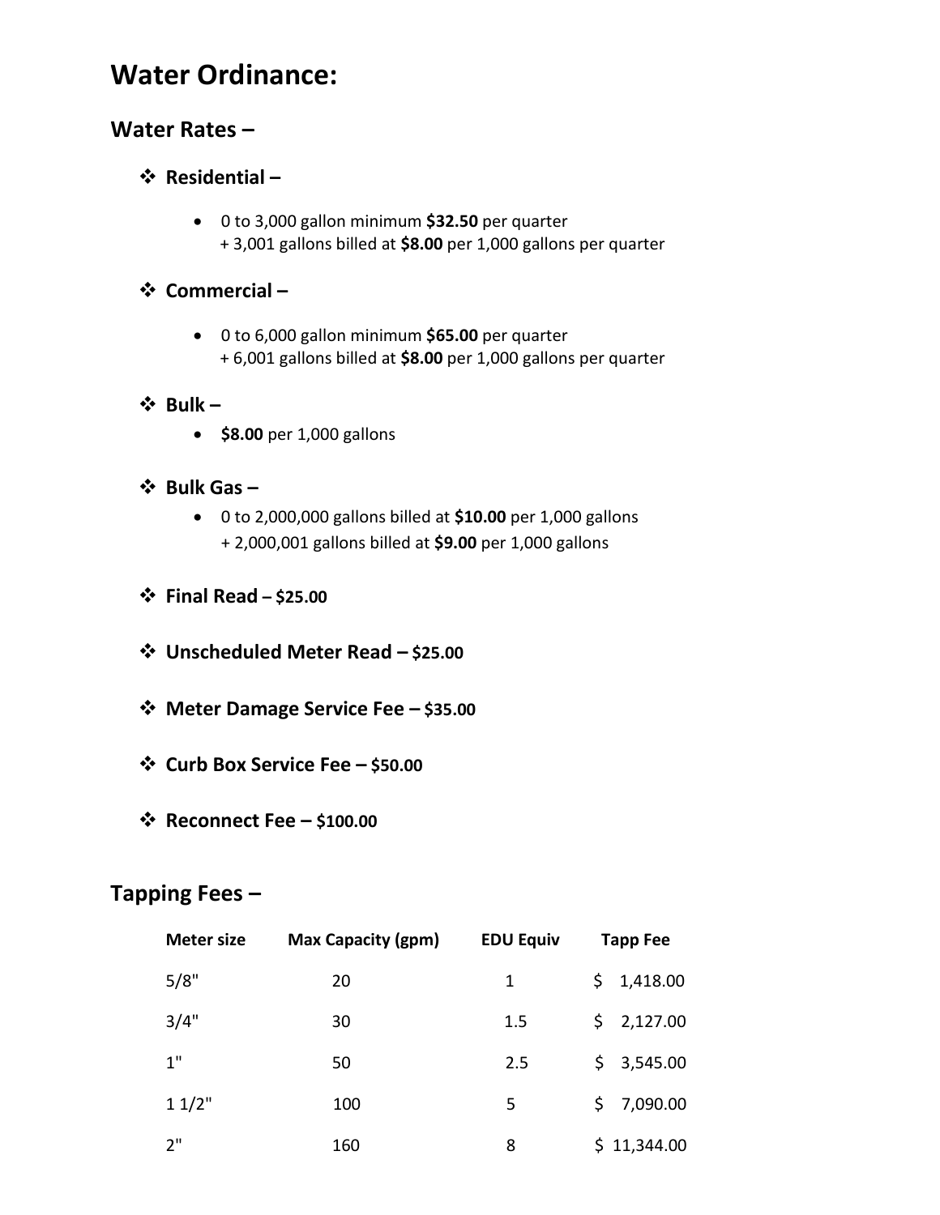# Water Ordinance:

## Water Rates –

### ❖ Residential –

- 0 to 3,000 gallon minimum **$32.50** per quarter
  + 3,001 gallons billed at **$8.00** per 1,000 gallons per quarter

### ❖ Commercial –

- 0 to 6,000 gallon minimum **$65.00** per quarter
  + 6,001 gallons billed at **$8.00** per 1,000 gallons per quarter

### ❖ Bulk –

- **$8.00** per 1,000 gallons

### ❖ Bulk Gas –

- 0 to 2,000,000 gallons billed at **$10.00** per 1,000 gallons
  + 2,000,001 gallons billed at **$9.00** per 1,000 gallons

### ❖ Final Read – $25.00

### ❖ Unscheduled Meter Read – $25.00

### ❖ Meter Damage Service Fee – $35.00

### ❖ Curb Box Service Fee – $50.00

### ❖ Reconnect Fee – $100.00

## Tapping Fees –

| Meter size | Max Capacity (gpm) | EDU Equiv | Tapp Fee |
|---|---|---|---|
| 5/8" | 20 | 1 | $ 1,418.00 |
| 3/4" | 30 | 1.5 | $ 2,127.00 |
| 1" | 50 | 2.5 | $ 3,545.00 |
| 1 1/2" | 100 | 5 | $ 7,090.00 |
| 2" | 160 | 8 | $ 11,344.00 |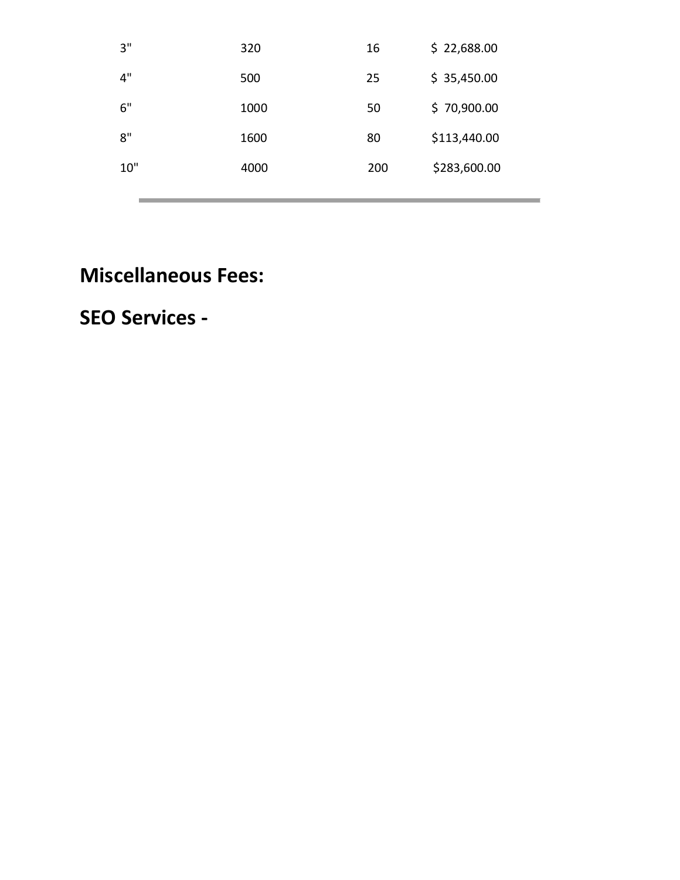| | | | |
|---|---|---|---|
| 3" | 320 | 16 | $ 22,688.00 |
| 4" | 500 | 25 | $ 35,450.00 |
| 6" | 1000 | 50 | $ 70,900.00 |
| 8" | 1600 | 80 | $113,440.00 |
| 10" | 4000 | 200 | $283,600.00 |

---

## Miscellaneous Fees:

## SEO Services -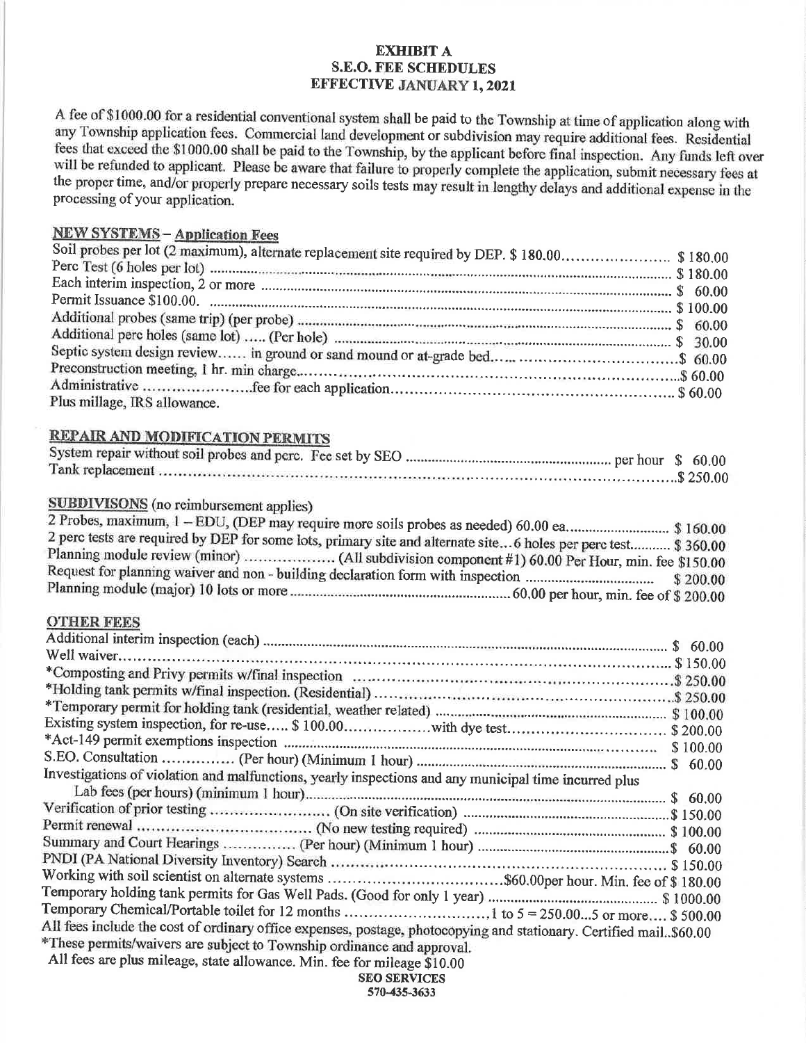# EXHIBIT A
## S.E.O. FEE SCHEDULES
### EFFECTIVE JANUARY 1, 2021

A fee of $1000.00 for a residential conventional system shall be paid to the Township at time of application along with any Township application fees. Commercial land development or subdivision may require additional fees. Residential fees that exceed the $1000.00 shall be paid to the Township, by the applicant before final inspection. Any funds left over will be refunded to applicant. Please be aware that failure to properly complete the application, submit necessary fees at the proper time, and/or properly prepare necessary soils tests may result in lengthy delays and additional expense in the processing of your application.

**NEW SYSTEMS – Application Fees**

| | |
|---|---|
| Soil probes per lot (2 maximum), alternate replacement site required by DEP. $ 180.00 | $ 180.00 |
| Perc Test (6 holes per lot) | $ 180.00 |
| Each interim inspection, 2 or more | $ 60.00 |
| Permit Issuance $100.00. | $ 100.00 |
| Additional probes (same trip) (per probe) | $ 60.00 |
| Additional perc holes (same lot) ..... (Per hole) | $ 30.00 |
| Septic system design review...... in ground or sand mound or at-grade bed | $ 60.00 |
| Preconstruction meeting, 1 hr. min charge | $ 60.00 |
| Administrative .....fee for each application | $ 60.00 |
| Plus millage, IRS allowance. | |

**REPAIR AND MODIFICATION PERMITS**

| | |
|---|---|
| System repair without soil probes and perc. Fee set by SEO ..... per hour | $ 60.00 |
| Tank replacement | $ 250.00 |

**SUBDIVISONS** (no reimbursement applies)

| | |
|---|---|
| 2 Probes, maximum, 1 – EDU, (DEP may require more soils probes as needed) 60.00 ea. | $ 160.00 |
| 2 perc tests are required by DEP for some lots, primary site and alternate site...6 holes per perc test | $ 360.00 |
| Planning module review (minor) ..... (All subdivision component #1) 60.00 Per Hour, min. fee $150.00 | |
| Request for planning waiver and non - building declaration form with inspection | $ 200.00 |
| Planning module (major) 10 lots or more ..... 60.00 per hour, min. fee of $ 200.00 | |

**OTHER FEES**

| | |
|---|---|
| Additional interim inspection (each) | $ 60.00 |
| Well waiver | $ 150.00 |
| *Composting and Privy permits w/final inspection | $ 250.00 |
| *Holding tank permits w/final inspection. (Residential) | $ 250.00 |
| *Temporary permit for holding tank (residential, weather related) | $ 100.00 |
| Existing system inspection, for re-use..... $ 100.00 .....with dye test | $ 200.00 |
| *Act-149 permit exemptions inspection | $ 100.00 |
| S.EO. Consultation ..... (Per hour) (Minimum 1 hour) | $ 60.00 |
| Investigations of violation and malfunctions, yearly inspections and any municipal time incurred plus Lab fees (per hours) (minimum 1 hour) | $ 60.00 |
| Verification of prior testing ..... (On site verification) | $ 150.00 |
| Permit renewal ..... (No new testing required) | $ 100.00 |
| Summary and Court Hearings ..... (Per hour) (Minimum 1 hour) | $ 60.00 |
| PNDI (PA National Diversity Inventory) Search | $ 150.00 |
| Working with soil scientist on alternate systems .....$60.00per hour. Min. fee of $ 180.00 | |
| Temporary holding tank permits for Gas Well Pads. (Good for only 1 year) | $ 1000.00 |
| Temporary Chemical/Portable toilet for 12 months .....1 to 5 = 250.00...5 or more.... $ 500.00 | |

All fees include the cost of ordinary office expenses, postage, photocopying and stationary. Certified mail..$60.00

*These permits/waivers are subject to Township ordinance and approval.

All fees are plus mileage, state allowance. Min. fee for mileage $10.00

**SEO SERVICES**
**570-435-3633**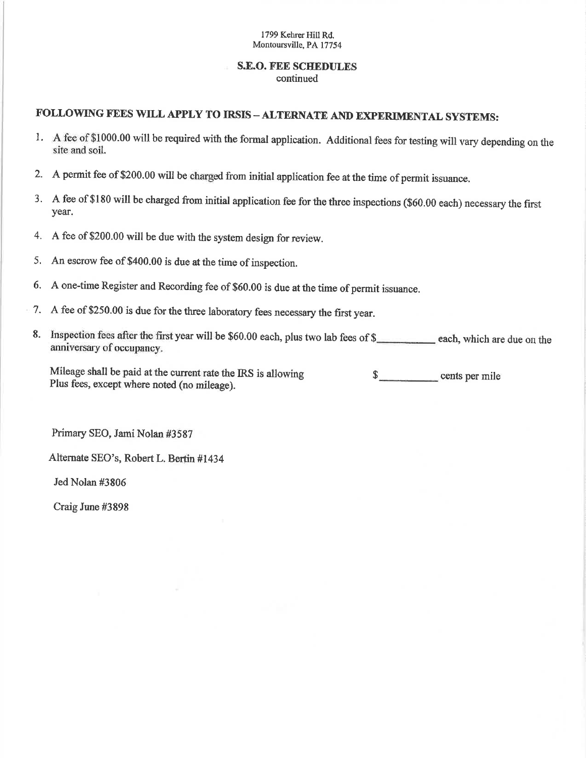1799 Kehrer Hill Rd.
Montoursville, PA 17754

## S.E.O. FEE SCHEDULES
continued

## FOLLOWING FEES WILL APPLY TO IRSIS – ALTERNATE AND EXPERIMENTAL SYSTEMS:

1. A fee of $1000.00 will be required with the formal application. Additional fees for testing will vary depending on the site and soil.
2. A permit fee of $200.00 will be charged from initial application fee at the time of permit issuance.
3. A fee of $180 will be charged from initial application fee for the three inspections ($60.00 each) necessary the first year.
4. A fee of $200.00 will be due with the system design for review.
5. An escrow fee of $400.00 is due at the time of inspection.
6. A one-time Register and Recording fee of $60.00 is due at the time of permit issuance.
7. A fee of $250.00 is due for the three laboratory fees necessary the first year.
8. Inspection fees after the first year will be $60.00 each, plus two lab fees of $__________ each, which are due on the anniversary of occupancy.

Mileage shall be paid at the current rate the IRS is allowing $__________ cents per mile
Plus fees, except where noted (no mileage).

Primary SEO, Jami Nolan #3587

Alternate SEO's, Robert L. Bertin #1434

Jed Nolan #3806

Craig June #3898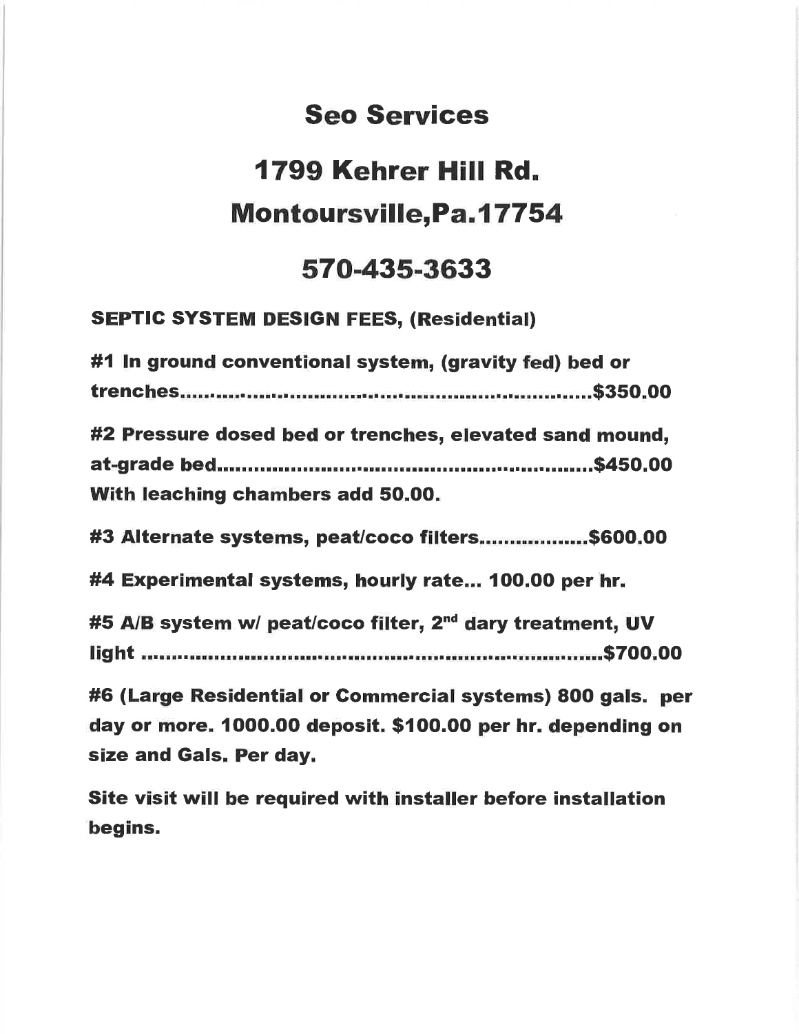# Seo Services

## 1799 Kehrer Hill Rd.

## Montoursville,Pa.17754

## 570-435-3633

**SEPTIC SYSTEM DESIGN FEES, (Residential)**

**#1 In ground conventional system, (gravity fed) bed or trenches..............................................................$350.00**

**#2 Pressure dosed bed or trenches, elevated sand mound, at-grade bed..............................................................$450.00**
**With leaching chambers add 50.00.**

**#3 Alternate systems, peat/coco filters..................$600.00**

**#4 Experimental systems, hourly rate... 100.00 per hr.**

**#5 A/B system w/ peat/coco filter, 2nd dary treatment, UV light ..........................................................................$700.00**

**#6 (Large Residential or Commercial systems) 800 gals. per day or more. 1000.00 deposit. $100.00 per hr. depending on size and Gals. Per day.**

**Site visit will be required with installer before installation begins.**